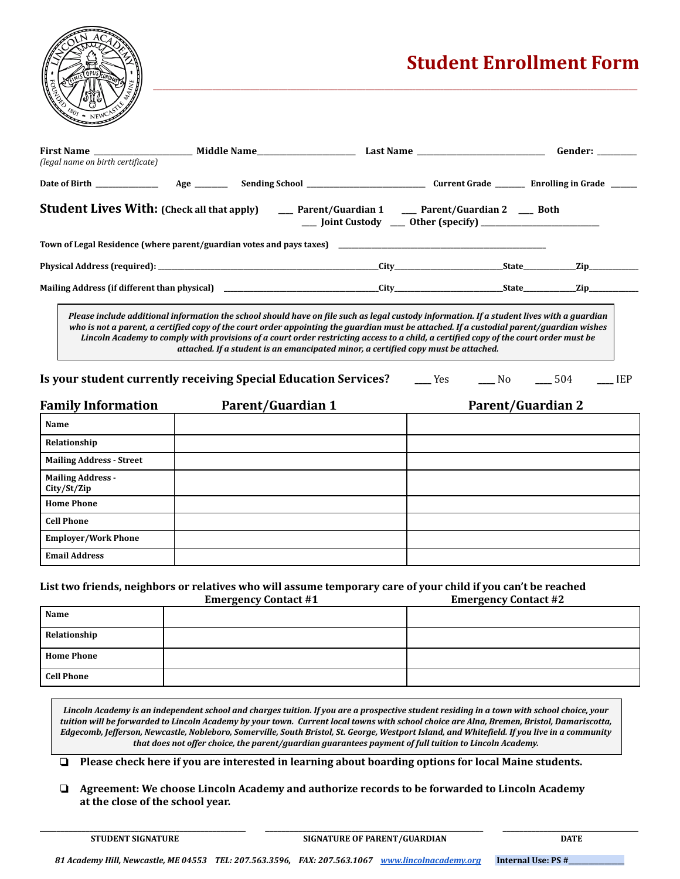# Student Enrollment Form

**First Name** ________________________ **Middle Name**________________________ **Last Name** ______________________________ **Gender:** _________
*(legal name on birth certificate)*

**Date of Birth** ______________ **Age** ________ **Sending School** ____________________________ **Current Grade** _______ **Enrolling in Grade** ______

**Student Lives With: (Check all that apply)** ___ **Parent/Guardian 1** ___ **Parent/Guardian 2** ___ **Both** ___ **Joint Custody** ___ **Other (specify)** ____________________________

**Town of Legal Residence (where parent/guardian votes and pays taxes)** ______________________________________________________

**Physical Address (required):** ____________________________________________________**City**__________________________**State**____________**Zip**____________

**Mailing Address (if different than physical)** ________________________________________**City**__________________________**State**____________**Zip**____________

> ***Please include additional information the school should have on file such as legal custody information. If a student lives with a guardian who is not a parent, a certified copy of the court order appointing the guardian must be attached. If a custodial parent/guardian wishes Lincoln Academy to comply with provisions of a court order restricting access to a child, a certified copy of the court order must be attached. If a student is an emancipated minor, a certified copy must be attached.***

**Is your student currently receiving Special Education Services?** ___ Yes ___ No ___ 504 ___ IEP

## Family Information

| | Parent/Guardian 1 | Parent/Guardian 2 |
|---|---|---|
| **Name** | | |
| **Relationship** | | |
| **Mailing Address - Street** | | |
| **Mailing Address - City/St/Zip** | | |
| **Home Phone** | | |
| **Cell Phone** | | |
| **Employer/Work Phone** | | |
| **Email Address** | | |

**List two friends, neighbors or relatives who will assume temporary care of your child if you can't be reached**

| | Emergency Contact #1 | Emergency Contact #2 |
|---|---|---|
| **Name** | | |
| **Relationship** | | |
| **Home Phone** | | |
| **Cell Phone** | | |

> *Lincoln Academy is an independent school and charges tuition. If you are a prospective student residing in a town with school choice, your tuition will be forwarded to Lincoln Academy by your town. Current local towns with school choice are Alna, Bremen, Bristol, Damariscotta, Edgecomb, Jefferson, Newcastle, Nobleboro, Somerville, South Bristol, St. George, Westport Island, and Whitefield. If you live in a community that does not offer choice, the parent/guardian guarantees payment of full tuition to Lincoln Academy.*

- ❑ **Please check here if you are interested in learning about boarding options for local Maine students.**
- ❑ **Agreement: We choose Lincoln Academy and authorize records to be forwarded to Lincoln Academy at the close of the school year.**

| ______________________________ | ______________________________ | ____________________ |
|---|---|---|
| **STUDENT SIGNATURE** | **SIGNATURE OF PARENT/GUARDIAN** | **DATE** |

*81 Academy Hill, Newcastle, ME 04553 TEL: 207.563.3596, FAX: 207.563.1067 [www.lincolnacademy.org](http://www.lincolnacademy.org)* **Internal Use: PS #**_____________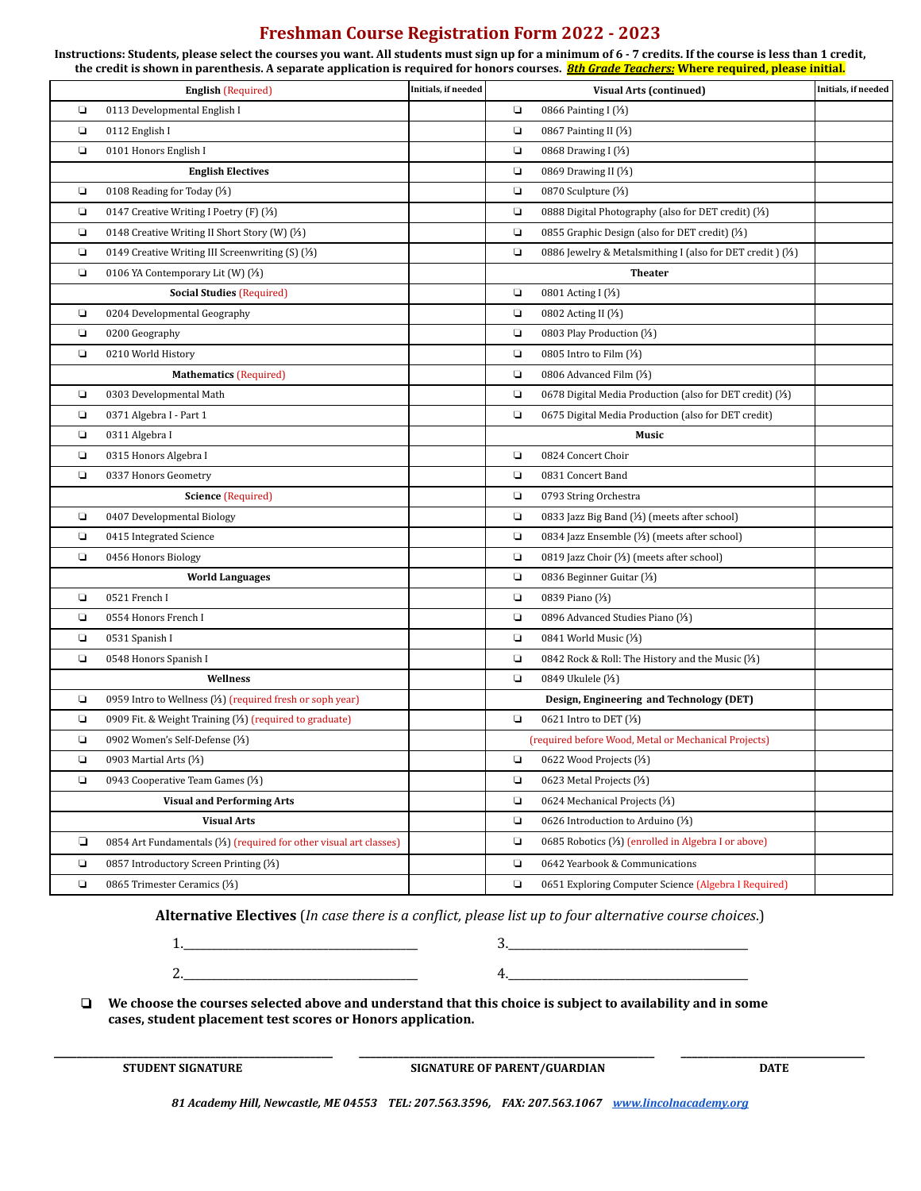# Freshman Course Registration Form 2022 - 2023

**Instructions: Students, please select the courses you want. All students must sign up for a minimum of 6 - 7 credits. If the course is less than 1 credit, the credit is shown in parenthesis. A separate application is required for honors courses. *8th Grade Teachers:* Where required, please initial.**

| | English (Required) | Initials, if needed | | Visual Arts (continued) | Initials, if needed |
|---|---|---|---|---|---|
| ❑ | 0113 Developmental English I | | ❑ | 0866 Painting I (⅓) | |
| ❑ | 0112 English I | | ❑ | 0867 Painting II (⅓) | |
| ❑ | 0101 Honors English I | | ❑ | 0868 Drawing I (⅓) | |
| | **English Electives** | | ❑ | 0869 Drawing II (⅓) | |
| ❑ | 0108 Reading for Today (⅓) | | ❑ | 0870 Sculpture (⅓) | |
| ❑ | 0147 Creative Writing I Poetry (F) (⅓) | | ❑ | 0888 Digital Photography (also for DET credit) (⅓) | |
| ❑ | 0148 Creative Writing II Short Story (W) (⅓) | | ❑ | 0855 Graphic Design (also for DET credit) (⅓) | |
| ❑ | 0149 Creative Writing III Screenwriting (S) (⅓) | | ❑ | 0886 Jewelry & Metalsmithing I (also for DET credit ) (⅓) | |
| ❑ | 0106 YA Contemporary Lit (W) (⅓) | | | **Theater** | |
| | **Social Studies** (Required) | | ❑ | 0801 Acting I (⅓) | |
| ❑ | 0204 Developmental Geography | | ❑ | 0802 Acting II (⅓) | |
| ❑ | 0200 Geography | | ❑ | 0803 Play Production (⅓) | |
| ❑ | 0210 World History | | ❑ | 0805 Intro to Film (⅓) | |
| | **Mathematics** (Required) | | ❑ | 0806 Advanced Film (⅓) | |
| ❑ | 0303 Developmental Math | | ❑ | 0678 Digital Media Production (also for DET credit) (⅓) | |
| ❑ | 0371 Algebra I - Part 1 | | ❑ | 0675 Digital Media Production (also for DET credit) | |
| ❑ | 0311 Algebra I | | | **Music** | |
| ❑ | 0315 Honors Algebra I | | ❑ | 0824 Concert Choir | |
| ❑ | 0337 Honors Geometry | | ❑ | 0831 Concert Band | |
| | **Science** (Required) | | ❑ | 0793 String Orchestra | |
| ❑ | 0407 Developmental Biology | | ❑ | 0833 Jazz Big Band (⅓) (meets after school) | |
| ❑ | 0415 Integrated Science | | ❑ | 0834 Jazz Ensemble (⅓) (meets after school) | |
| ❑ | 0456 Honors Biology | | ❑ | 0819 Jazz Choir (⅓) (meets after school) | |
| | **World Languages** | | ❑ | 0836 Beginner Guitar (⅓) | |
| ❑ | 0521 French I | | ❑ | 0839 Piano (⅓) | |
| ❑ | 0554 Honors French I | | ❑ | 0896 Advanced Studies Piano (⅓) | |
| ❑ | 0531 Spanish I | | ❑ | 0841 World Music (⅓) | |
| ❑ | 0548 Honors Spanish I | | ❑ | 0842 Rock & Roll: The History and the Music (⅓) | |
| | **Wellness** | | ❑ | 0849 Ukulele (⅓) | |
| ❑ | 0959 Intro to Wellness (⅓) (required fresh or soph year) | | | **Design, Engineering and Technology (DET)** | |
| ❑ | 0909 Fit. & Weight Training (⅓) (required to graduate) | | ❑ | 0621 Intro to DET (⅓) | |
| ❑ | 0902 Women's Self-Defense (⅓) | | | (required before Wood, Metal or Mechanical Projects) | |
| ❑ | 0903 Martial Arts (⅓) | | ❑ | 0622 Wood Projects (⅓) | |
| ❑ | 0943 Cooperative Team Games (⅓) | | ❑ | 0623 Metal Projects (⅓) | |
| | **Visual and Performing Arts** | | ❑ | 0624 Mechanical Projects (⅓) | |
| | **Visual Arts** | | ❑ | 0626 Introduction to Arduino (⅓) | |
| ❑ | 0854 Art Fundamentals (⅓) (required for other visual art classes) | | ❑ | 0685 Robotics (⅓) (enrolled in Algebra I or above) | |
| ❑ | 0857 Introductory Screen Printing (⅓) | | ❑ | 0642 Yearbook & Communications | |
| ❑ | 0865 Trimester Ceramics (⅓) | | ❑ | 0651 Exploring Computer Science (Algebra I Required) | |

**Alternative Electives** (*In case there is a conflict, please list up to four alternative course choices.*)

1.\_\_\_\_\_\_\_\_\_\_\_\_\_\_\_\_\_\_\_\_\_\_\_\_\_\_\_\_\_\_ 3.\_\_\_\_\_\_\_\_\_\_\_\_\_\_\_\_\_\_\_\_\_\_\_\_\_\_\_\_\_\_

2.\_\_\_\_\_\_\_\_\_\_\_\_\_\_\_\_\_\_\_\_\_\_\_\_\_\_\_\_\_\_ 4.\_\_\_\_\_\_\_\_\_\_\_\_\_\_\_\_\_\_\_\_\_\_\_\_\_\_\_\_\_\_

❑ **We choose the courses selected above and understand that this choice is subject to availability and in some cases, student placement test scores or Honors application.**

\_\_\_\_\_\_\_\_\_\_\_\_\_\_\_\_\_\_\_\_\_\_\_\_\_\_\_\_ \_\_\_\_\_\_\_\_\_\_\_\_\_\_\_\_\_\_\_\_\_\_\_\_\_\_\_\_ \_\_\_\_\_\_\_\_\_\_\_\_\_\_\_\_\_\_

**STUDENT SIGNATURE** **SIGNATURE OF PARENT/GUARDIAN** **DATE**

***81 Academy Hill, Newcastle, ME 04553 TEL: 207.563.3596, FAX: 207.563.1067 www.lincolnacademy.org***